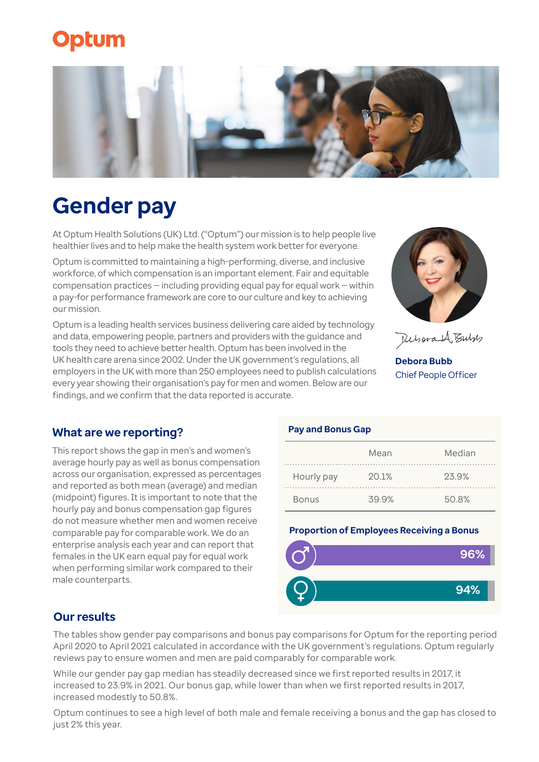# Optum

## Gender pay

At Optum Health Solutions (UK) Ltd. ("Optum") our mission is to help people live healthier lives and to help make the health system work better for everyone.

Optum is committed to maintaining a high-performing, diverse, and inclusive workforce, of which compensation is an important element. Fair and equitable compensation practices – including providing equal pay for equal work – within a pay-for performance framework are core to our culture and key to achieving our mission.

Optum is a leading health services business delivering care aided by technology and data, empowering people, partners and providers with the guidance and tools they need to achieve better health. Optum has been involved in the UK health care arena since 2002. Under the UK government's regulations, all employers in the UK with more than 250 employees need to publish calculations every year showing their organisation's pay for men and women. Below are our findings, and we confirm that the data reported is accurate.

**Debora Bubb**
Chief People Officer

### What are we reporting?

This report shows the gap in men's and women's average hourly pay as well as bonus compensation across our organisation, expressed as percentages and reported as both mean (average) and median (midpoint) figures. It is important to note that the hourly pay and bonus compensation gap figures do not measure whether men and women receive comparable pay for comparable work. We do an enterprise analysis each year and can report that females in the UK earn equal pay for equal work when performing similar work compared to their male counterparts.

#### Pay and Bonus Gap

| | Mean | Median |
|---|---|---|
| Hourly pay | 20.1% | 23.9% |
| Bonus | 39.9% | 50.8% |

#### Proportion of Employees Receiving a Bonus

| | |
|---|---|
| Male | 96% |
| Female | 94% |

### Our results

The tables show gender pay comparisons and bonus pay comparisons for Optum for the reporting period April 2020 to April 2021 calculated in accordance with the UK government's regulations. Optum regularly reviews pay to ensure women and men are paid comparably for comparable work.

While our gender pay gap median has steadily decreased since we first reported results in 2017, it increased to 23.9% in 2021. Our bonus gap, while lower than when we first reported results in 2017, increased modestly to 50.8%.

Optum continues to see a high level of both male and female receiving a bonus and the gap has closed to just 2% this year.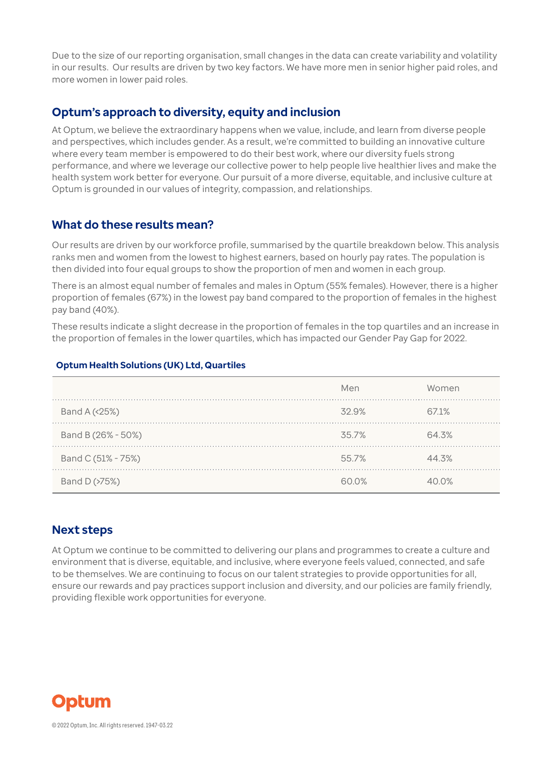Due to the size of our reporting organisation, small changes in the data can create variability and volatility in our results. Our results are driven by two key factors. We have more men in senior higher paid roles, and more women in lower paid roles.

## Optum's approach to diversity, equity and inclusion

At Optum, we believe the extraordinary happens when we value, include, and learn from diverse people and perspectives, which includes gender. As a result, we're committed to building an innovative culture where every team member is empowered to do their best work, where our diversity fuels strong performance, and where we leverage our collective power to help people live healthier lives and make the health system work better for everyone. Our pursuit of a more diverse, equitable, and inclusive culture at Optum is grounded in our values of integrity, compassion, and relationships.

## What do these results mean?

Our results are driven by our workforce profile, summarised by the quartile breakdown below. This analysis ranks men and women from the lowest to highest earners, based on hourly pay rates. The population is then divided into four equal groups to show the proportion of men and women in each group.

There is an almost equal number of females and males in Optum (55% females). However, there is a higher proportion of females (67%) in the lowest pay band compared to the proportion of females in the highest pay band (40%).

These results indicate a slight decrease in the proportion of females in the top quartiles and an increase in the proportion of females in the lower quartiles, which has impacted our Gender Pay Gap for 2022.

**Optum Health Solutions (UK) Ltd, Quartiles**

| | Men | Women |
|---|---|---|
| Band A (<25%) | 32.9% | 67.1% |
| Band B (26% - 50%) | 35.7% | 64.3% |
| Band C (51% - 75%) | 55.7% | 44.3% |
| Band D (>75%) | 60.0% | 40.0% |

## Next steps

At Optum we continue to be committed to delivering our plans and programmes to create a culture and environment that is diverse, equitable, and inclusive, where everyone feels valued, connected, and safe to be themselves. We are continuing to focus on our talent strategies to provide opportunities for all, ensure our rewards and pay practices support inclusion and diversity, and our policies are family friendly, providing flexible work opportunities for everyone.

Optum

© 2022 Optum, Inc. All rights reserved. 1947-03.22